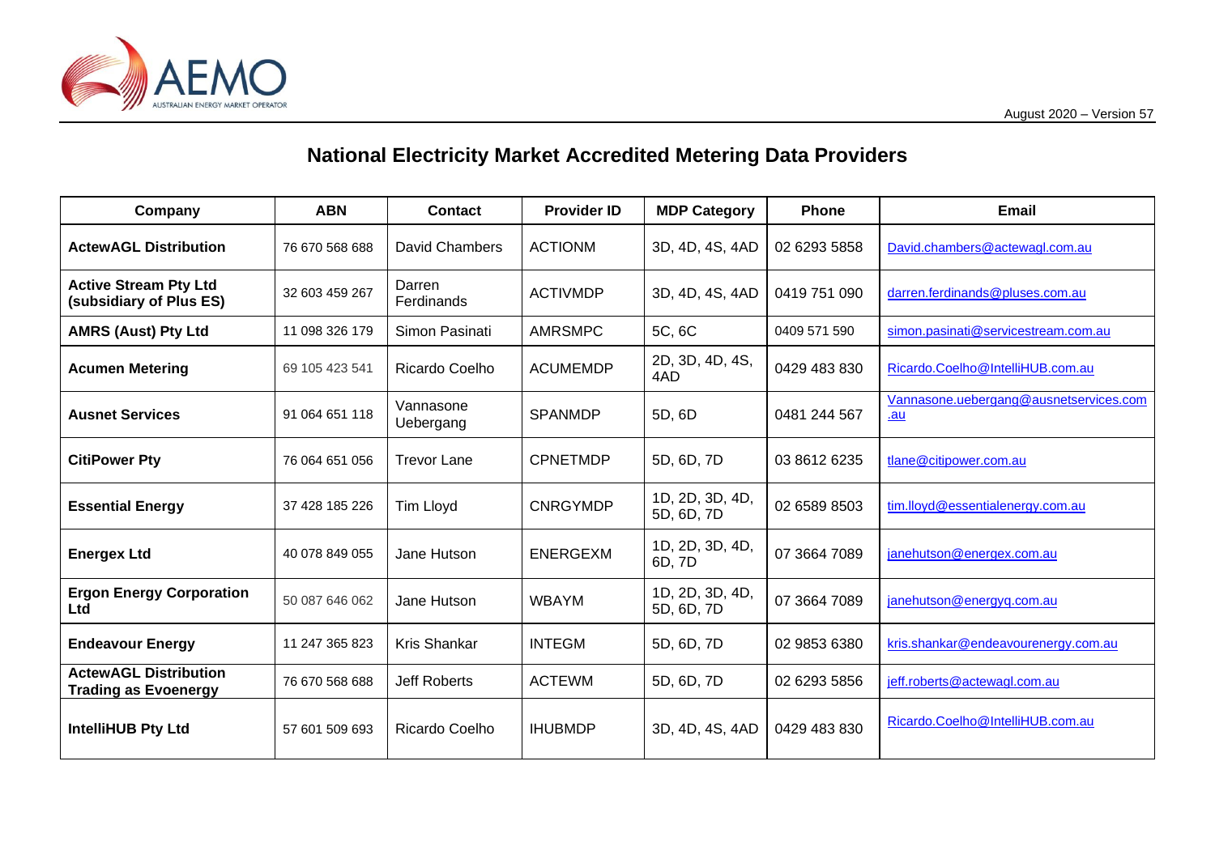# National Electricity Market Accredited Metering Data Providers

| Company | ABN | Contact | Provider ID | MDP Category | Phone | Email |
|---|---|---|---|---|---|---|
| **ActewAGL Distribution** | 76 670 568 688 | David Chambers | ACTIONM | 3D, 4D, 4S, 4AD | 02 6293 5858 | David.chambers@actewagl.com.au |
| **Active Stream Pty Ltd (subsidiary of Plus ES)** | 32 603 459 267 | Darren Ferdinands | ACTIVMDP | 3D, 4D, 4S, 4AD | 0419 751 090 | darren.ferdinands@pluses.com.au |
| **AMRS (Aust) Pty Ltd** | 11 098 326 179 | Simon Pasinati | AMRSMPC | 5C, 6C | 0409 571 590 | simon.pasinati@servicestream.com.au |
| **Acumen Metering** | 69 105 423 541 | Ricardo Coelho | ACUMEMDP | 2D, 3D, 4D, 4S, 4AD | 0429 483 830 | Ricardo.Coelho@IntelliHUB.com.au |
| **Ausnet Services** | 91 064 651 118 | Vannasone Uebergang | SPANMDP | 5D, 6D | 0481 244 567 | Vannasone.uebergang@ausnetservices.com.au |
| **CitiPower Pty** | 76 064 651 056 | Trevor Lane | CPNETMDP | 5D, 6D, 7D | 03 8612 6235 | tlane@citipower.com.au |
| **Essential Energy** | 37 428 185 226 | Tim Lloyd | CNRGYMDP | 1D, 2D, 3D, 4D, 5D, 6D, 7D | 02 6589 8503 | tim.lloyd@essentialenergy.com.au |
| **Energex Ltd** | 40 078 849 055 | Jane Hutson | ENERGEXM | 1D, 2D, 3D, 4D, 6D, 7D | 07 3664 7089 | janehutson@energex.com.au |
| **Ergon Energy Corporation Ltd** | 50 087 646 062 | Jane Hutson | WBAYM | 1D, 2D, 3D, 4D, 5D, 6D, 7D | 07 3664 7089 | janehutson@energyq.com.au |
| **Endeavour Energy** | 11 247 365 823 | Kris Shankar | INTEGM | 5D, 6D, 7D | 02 9853 6380 | kris.shankar@endeavourenergy.com.au |
| **ActewAGL Distribution Trading as Evoenergy** | 76 670 568 688 | Jeff Roberts | ACTEWM | 5D, 6D, 7D | 02 6293 5856 | jeff.roberts@actewagl.com.au |
| **IntelliHUB Pty Ltd** | 57 601 509 693 | Ricardo Coelho | IHUBMDP | 3D, 4D, 4S, 4AD | 0429 483 830 | Ricardo.Coelho@IntelliHUB.com.au |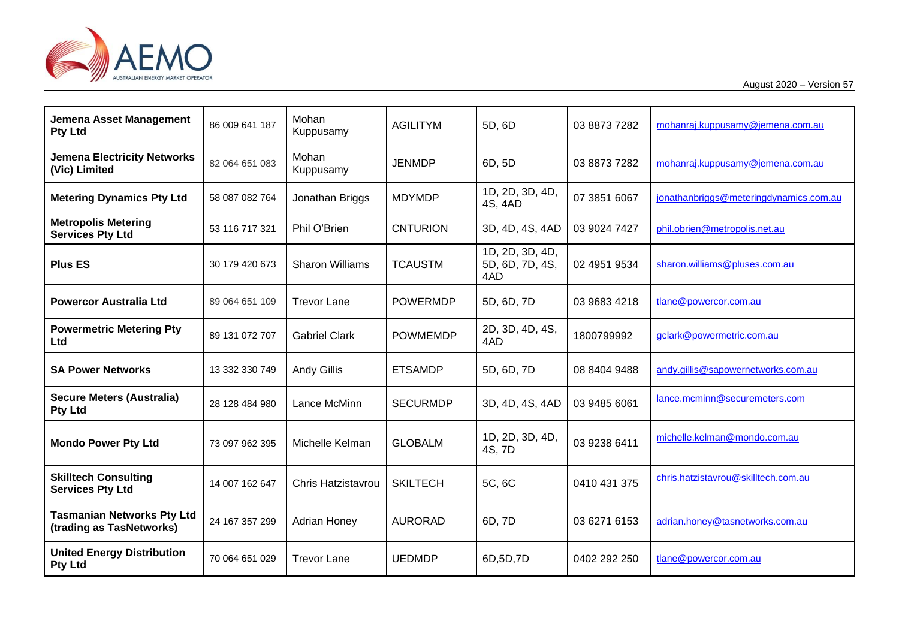| Jemena Asset Management Pty Ltd | 86 009 641 187 | Mohan Kuppusamy | AGILITYM | 5D, 6D | 03 8873 7282 | mohanraj.kuppusamy@jemena.com.au |
|---|---|---|---|---|---|---|
| **Jemena Electricity Networks (Vic) Limited** | 82 064 651 083 | Mohan Kuppusamy | JENMDP | 6D, 5D | 03 8873 7282 | mohanraj.kuppusamy@jemena.com.au |
| **Metering Dynamics Pty Ltd** | 58 087 082 764 | Jonathan Briggs | MDYMDP | 1D, 2D, 3D, 4D, 4S, 4AD | 07 3851 6067 | jonathanbriggs@meteringdynamics.com.au |
| **Metropolis Metering Services Pty Ltd** | 53 116 717 321 | Phil O'Brien | CNTURION | 3D, 4D, 4S, 4AD | 03 9024 7427 | phil.obrien@metropolis.net.au |
| **Plus ES** | 30 179 420 673 | Sharon Williams | TCAUSTM | 1D, 2D, 3D, 4D, 5D, 6D, 7D, 4S, 4AD | 02 4951 9534 | sharon.williams@pluses.com.au |
| **Powercor Australia Ltd** | 89 064 651 109 | Trevor Lane | POWERMDP | 5D, 6D, 7D | 03 9683 4218 | tlane@powercor.com.au |
| **Powermetric Metering Pty Ltd** | 89 131 072 707 | Gabriel Clark | POWMEMDP | 2D, 3D, 4D, 4S, 4AD | 1800799992 | gclark@powermetric.com.au |
| **SA Power Networks** | 13 332 330 749 | Andy Gillis | ETSAMDP | 5D, 6D, 7D | 08 8404 9488 | andy.gillis@sapowernetworks.com.au |
| **Secure Meters (Australia) Pty Ltd** | 28 128 484 980 | Lance McMinn | SECURMDP | 3D, 4D, 4S, 4AD | 03 9485 6061 | lance.mcminn@securemeters.com |
| **Mondo Power Pty Ltd** | 73 097 962 395 | Michelle Kelman | GLOBALM | 1D, 2D, 3D, 4D, 4S, 7D | 03 9238 6411 | michelle.kelman@mondo.com.au |
| **Skilltech Consulting Services Pty Ltd** | 14 007 162 647 | Chris Hatzistavrou | SKILTECH | 5C, 6C | 0410 431 375 | chris.hatzistavrou@skilltech.com.au |
| **Tasmanian Networks Pty Ltd (trading as TasNetworks)** | 24 167 357 299 | Adrian Honey | AURORAD | 6D, 7D | 03 6271 6153 | adrian.honey@tasnetworks.com.au |
| **United Energy Distribution Pty Ltd** | 70 064 651 029 | Trevor Lane | UEDMDP | 6D,5D,7D | 0402 292 250 | tlane@powercor.com.au |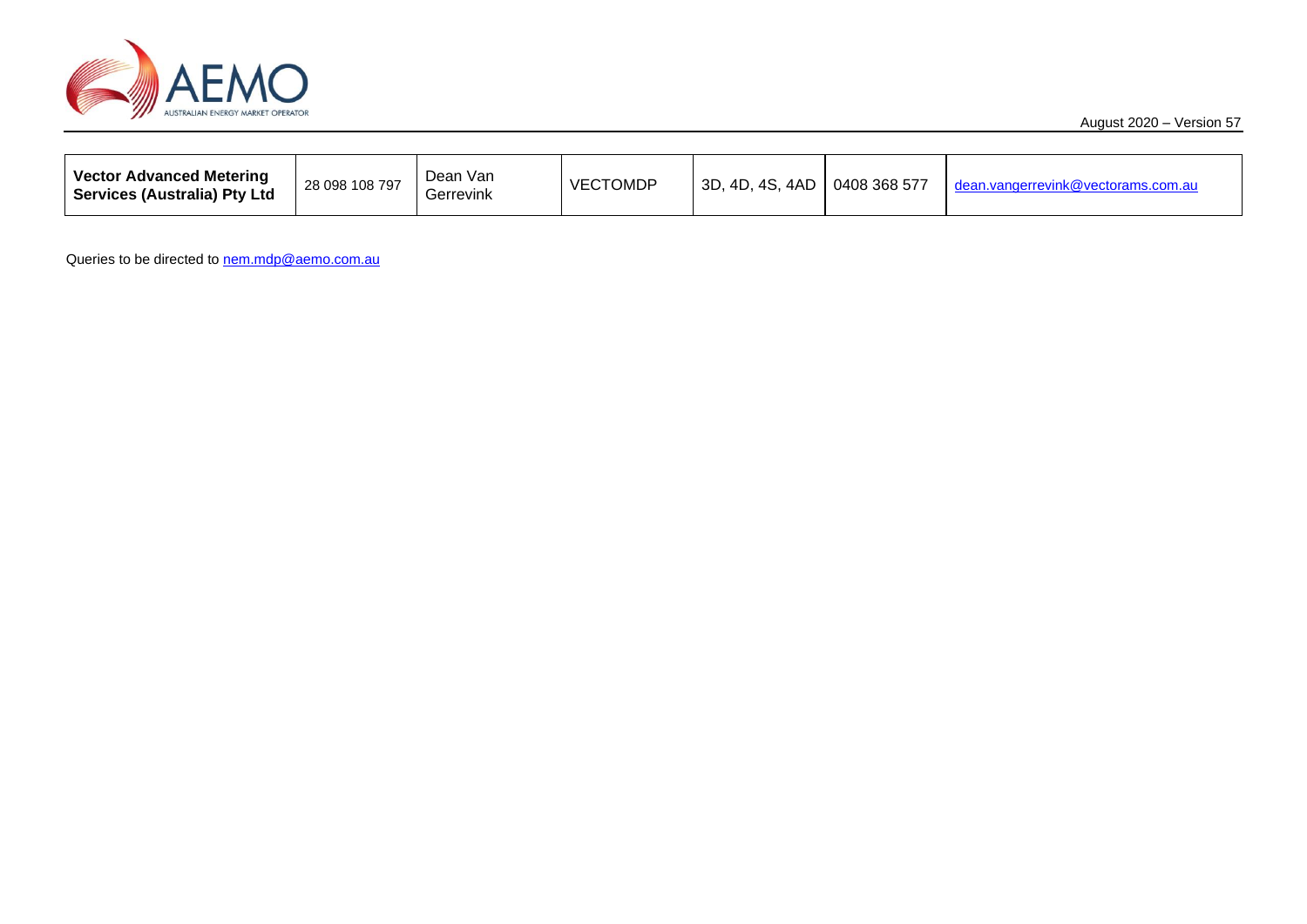| | | | | | | |
|---|---|---|---|---|---|---|
| **Vector Advanced Metering Services (Australia) Pty Ltd** | 28 098 108 797 | Dean Van Gerrevink | VECTOMDP | 3D, 4D, 4S, 4AD | 0408 368 577 | dean.vangerrevink@vectorams.com.au |

Queries to be directed to nem.mdp@aemo.com.au